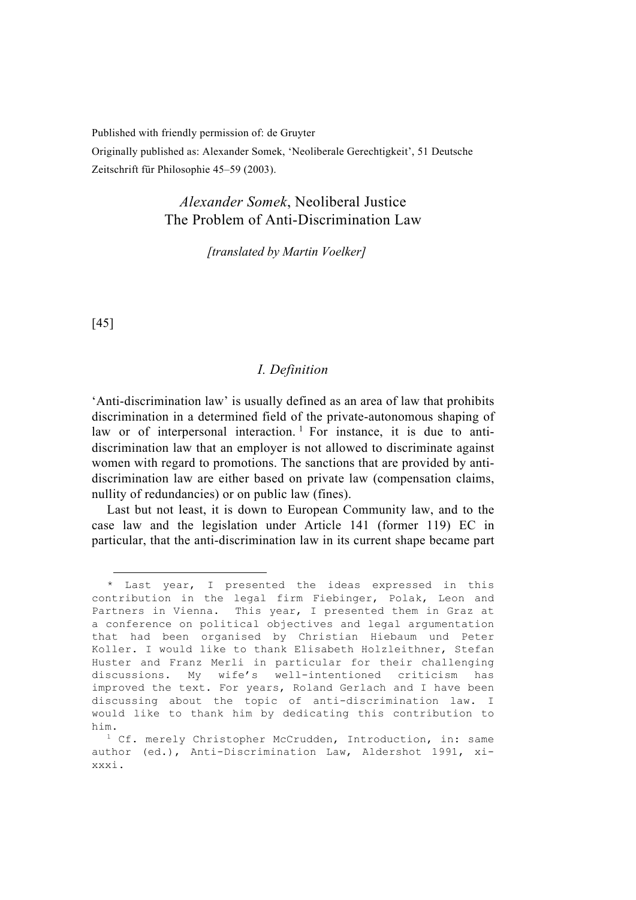Published with friendly permission of: de Gruyter

Originally published as: Alexander Somek, 'Neoliberale Gerechtigkeit', 51 Deutsche Zeitschrift für Philosophie 45–59 (2003).

# *Alexander Somek*, Neoliberal Justice
# The Problem of Anti-Discrimination Law

*[translated by Martin Voelker]*

[45]

## *I. Definition*

'Anti-discrimination law' is usually defined as an area of law that prohibits discrimination in a determined field of the private-autonomous shaping of law or of interpersonal interaction.[1] For instance, it is due to anti-discrimination law that an employer is not allowed to discriminate against women with regard to promotions. The sanctions that are provided by anti-discrimination law are either based on private law (compensation claims, nullity of redundancies) or on public law (fines).

Last but not least, it is down to European Community law, and to the case law and the legislation under Article 141 (former 119) EC in particular, that the anti-discrimination law in its current shape became part

---

\* Last year, I presented the ideas expressed in this contribution in the legal firm Fiebinger, Polak, Leon and Partners in Vienna. This year, I presented them in Graz at a conference on political objectives and legal argumentation that had been organised by Christian Hiebaum und Peter Koller. I would like to thank Elisabeth Holzleithner, Stefan Huster and Franz Merli in particular for their challenging discussions. My wife's well-intentioned criticism has improved the text. For years, Roland Gerlach and I have been discussing about the topic of anti-discrimination law. I would like to thank him by dedicating this contribution to him.

[1] Cf. merely Christopher McCrudden, Introduction, in: same author (ed.), Anti-Discrimination Law, Aldershot 1991, xi-xxxi.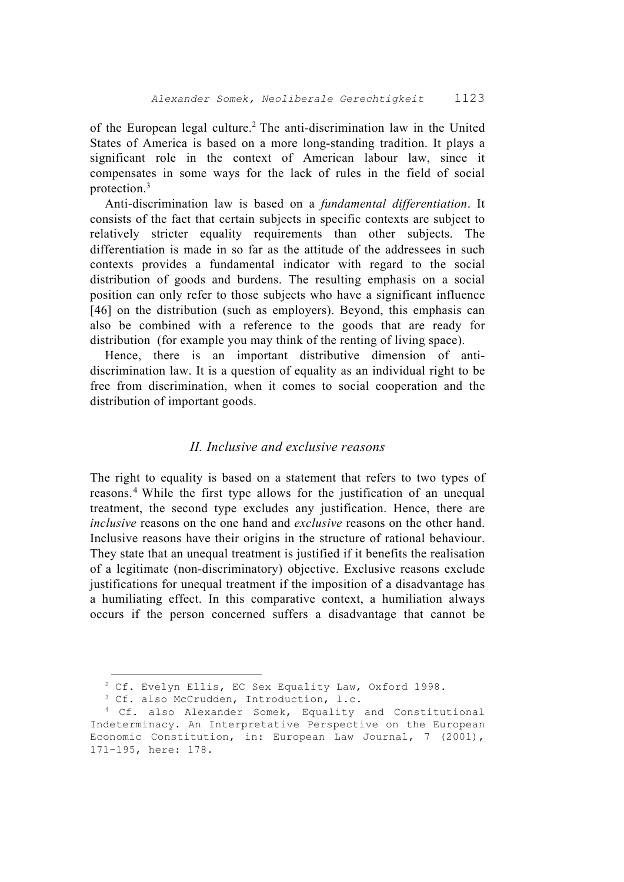of the European legal culture.[2] The anti-discrimination law in the United States of America is based on a more long-standing tradition. It plays a significant role in the context of American labour law, since it compensates in some ways for the lack of rules in the field of social protection.[3]

Anti-discrimination law is based on a *fundamental differentiation*. It consists of the fact that certain subjects in specific contexts are subject to relatively stricter equality requirements than other subjects. The differentiation is made in so far as the attitude of the addressees in such contexts provides a fundamental indicator with regard to the social distribution of goods and burdens. The resulting emphasis on a social position can only refer to those subjects who have a significant influence [46] on the distribution (such as employers). Beyond, this emphasis can also be combined with a reference to the goods that are ready for distribution (for example you may think of the renting of living space).

Hence, there is an important distributive dimension of anti-discrimination law. It is a question of equality as an individual right to be free from discrimination, when it comes to social cooperation and the distribution of important goods.

## II. Inclusive and exclusive reasons

The right to equality is based on a statement that refers to two types of reasons.[4] While the first type allows for the justification of an unequal treatment, the second type excludes any justification. Hence, there are *inclusive* reasons on the one hand and *exclusive* reasons on the other hand. Inclusive reasons have their origins in the structure of rational behaviour. They state that an unequal treatment is justified if it benefits the realisation of a legitimate (non-discriminatory) objective. Exclusive reasons exclude justifications for unequal treatment if the imposition of a disadvantage has a humiliating effect. In this comparative context, a humiliation always occurs if the person concerned suffers a disadvantage that cannot be

---

[2] Cf. Evelyn Ellis, EC Sex Equality Law, Oxford 1998.

[3] Cf. also McCrudden, Introduction, l.c.

[4] Cf. also Alexander Somek, Equality and Constitutional Indeterminacy. An Interpretative Perspective on the European Economic Constitution, in: European Law Journal, 7 (2001), 171-195, here: 178.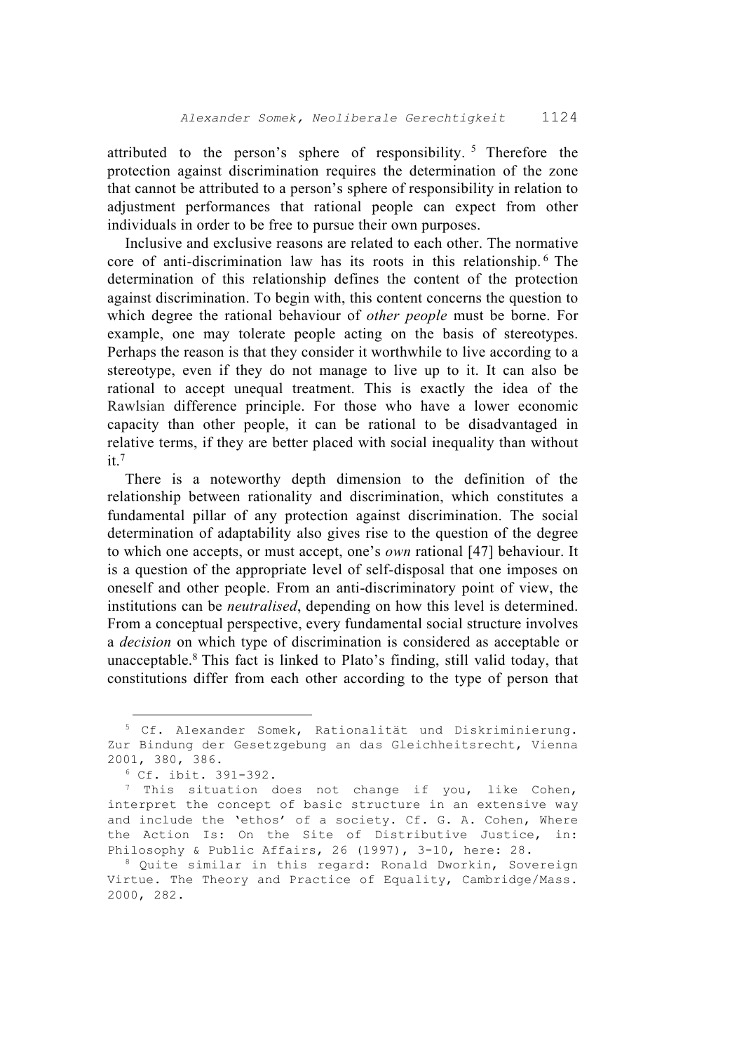attributed to the person's sphere of responsibility.[5] Therefore the protection against discrimination requires the determination of the zone that cannot be attributed to a person's sphere of responsibility in relation to adjustment performances that rational people can expect from other individuals in order to be free to pursue their own purposes.

Inclusive and exclusive reasons are related to each other. The normative core of anti-discrimination law has its roots in this relationship.[6] The determination of this relationship defines the content of the protection against discrimination. To begin with, this content concerns the question to which degree the rational behaviour of *other people* must be borne. For example, one may tolerate people acting on the basis of stereotypes. Perhaps the reason is that they consider it worthwhile to live according to a stereotype, even if they do not manage to live up to it. It can also be rational to accept unequal treatment. This is exactly the idea of the Rawlsian difference principle. For those who have a lower economic capacity than other people, it can be rational to be disadvantaged in relative terms, if they are better placed with social inequality than without it.[7]

There is a noteworthy depth dimension to the definition of the relationship between rationality and discrimination, which constitutes a fundamental pillar of any protection against discrimination. The social determination of adaptability also gives rise to the question of the degree to which one accepts, or must accept, one's *own* rational [47] behaviour. It is a question of the appropriate level of self-disposal that one imposes on oneself and other people. From an anti-discriminatory point of view, the institutions can be *neutralised*, depending on how this level is determined. From a conceptual perspective, every fundamental social structure involves a *decision* on which type of discrimination is considered as acceptable or unacceptable.[8] This fact is linked to Plato's finding, still valid today, that constitutions differ from each other according to the type of person that

---

[5] Cf. Alexander Somek, Rationalität und Diskriminierung. Zur Bindung der Gesetzgebung an das Gleichheitsrecht, Vienna 2001, 380, 386.

[6] Cf. ibit. 391-392.

[7] This situation does not change if you, like Cohen, interpret the concept of basic structure in an extensive way and include the 'ethos' of a society. Cf. G. A. Cohen, Where the Action Is: On the Site of Distributive Justice, in: Philosophy & Public Affairs, 26 (1997), 3-10, here: 28.

[8] Quite similar in this regard: Ronald Dworkin, Sovereign Virtue. The Theory and Practice of Equality, Cambridge/Mass. 2000, 282.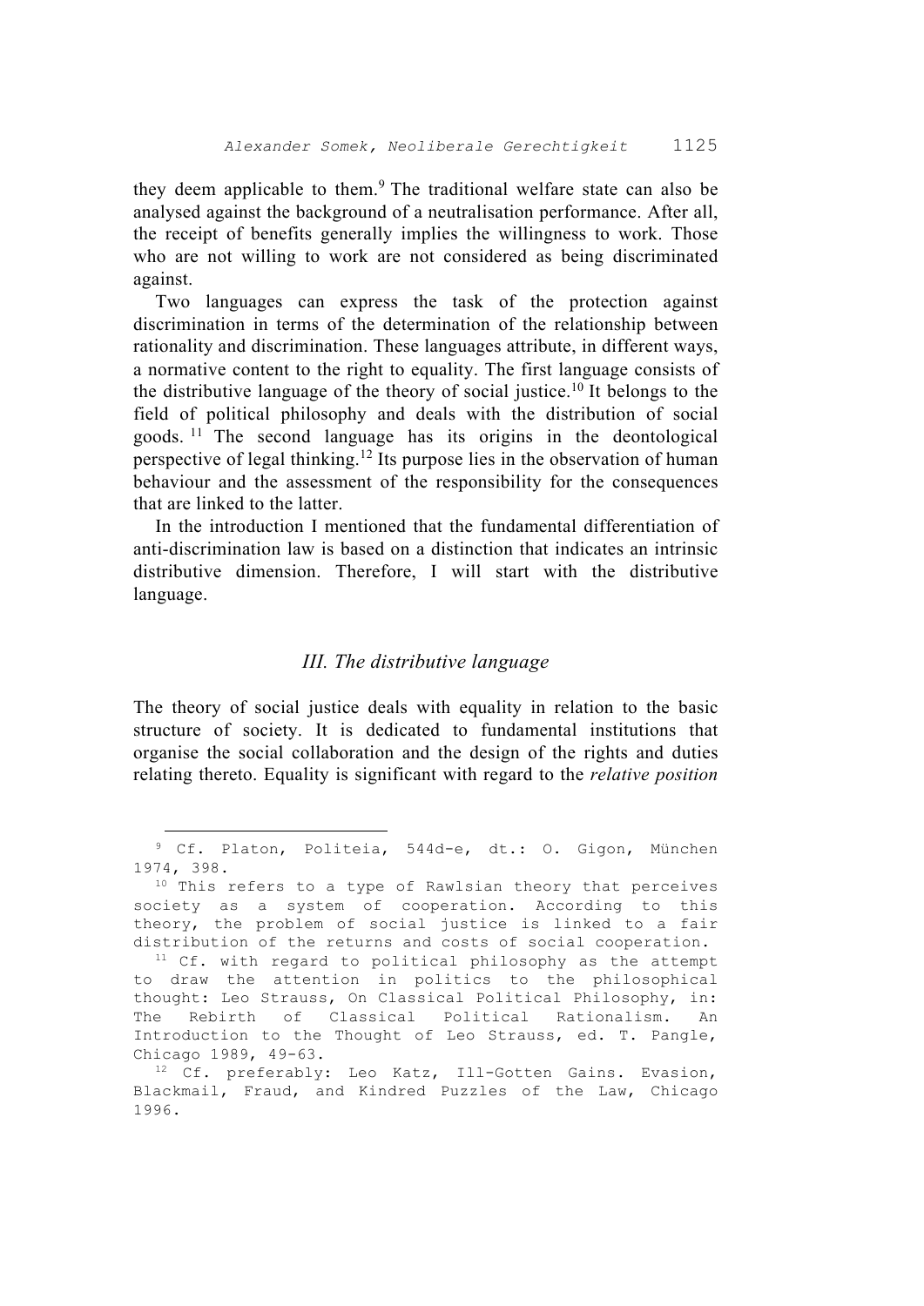they deem applicable to them.[9] The traditional welfare state can also be analysed against the background of a neutralisation performance. After all, the receipt of benefits generally implies the willingness to work. Those who are not willing to work are not considered as being discriminated against.

Two languages can express the task of the protection against discrimination in terms of the determination of the relationship between rationality and discrimination. These languages attribute, in different ways, a normative content to the right to equality. The first language consists of the distributive language of the theory of social justice.[10] It belongs to the field of political philosophy and deals with the distribution of social goods.[11] The second language has its origins in the deontological perspective of legal thinking.[12] Its purpose lies in the observation of human behaviour and the assessment of the responsibility for the consequences that are linked to the latter.

In the introduction I mentioned that the fundamental differentiation of anti-discrimination law is based on a distinction that indicates an intrinsic distributive dimension. Therefore, I will start with the distributive language.

### *III. The distributive language*

The theory of social justice deals with equality in relation to the basic structure of society. It is dedicated to fundamental institutions that organise the social collaboration and the design of the rights and duties relating thereto. Equality is significant with regard to the *relative position*

---

[9] Cf. Platon, Politeia, 544d-e, dt.: O. Gigon, München 1974, 398.

[10] This refers to a type of Rawlsian theory that perceives society as a system of cooperation. According to this theory, the problem of social justice is linked to a fair distribution of the returns and costs of social cooperation.

[11] Cf. with regard to political philosophy as the attempt to draw the attention in politics to the philosophical thought: Leo Strauss, On Classical Political Philosophy, in: The Rebirth of Classical Political Rationalism. An Introduction to the Thought of Leo Strauss, ed. T. Pangle, Chicago 1989, 49-63.

[12] Cf. preferably: Leo Katz, Ill-Gotten Gains. Evasion, Blackmail, Fraud, and Kindred Puzzles of the Law, Chicago 1996.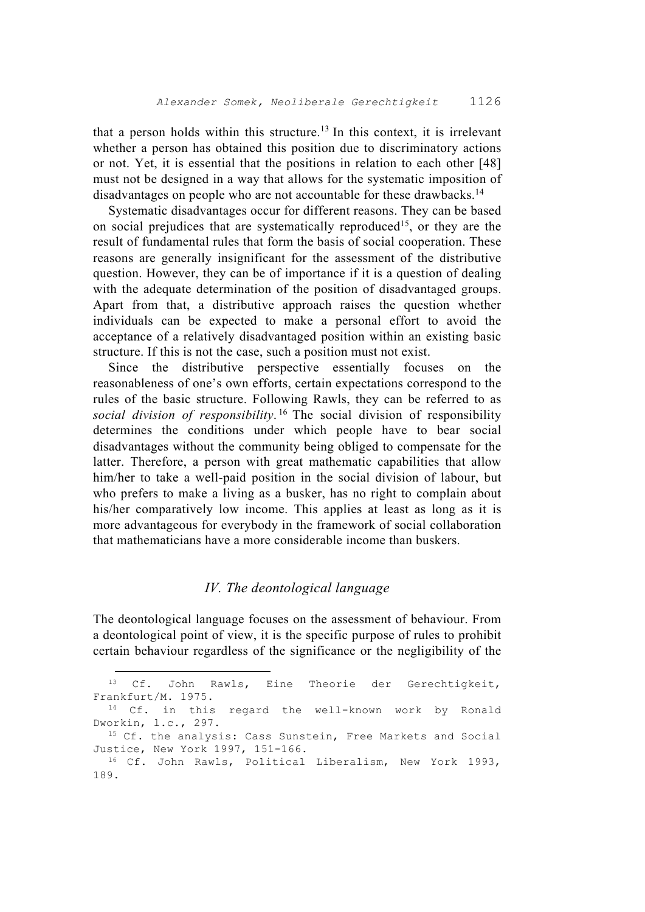that a person holds within this structure.[13] In this context, it is irrelevant whether a person has obtained this position due to discriminatory actions or not. Yet, it is essential that the positions in relation to each other [48] must not be designed in a way that allows for the systematic imposition of disadvantages on people who are not accountable for these drawbacks.[14]

Systematic disadvantages occur for different reasons. They can be based on social prejudices that are systematically reproduced[15], or they are the result of fundamental rules that form the basis of social cooperation. These reasons are generally insignificant for the assessment of the distributive question. However, they can be of importance if it is a question of dealing with the adequate determination of the position of disadvantaged groups. Apart from that, a distributive approach raises the question whether individuals can be expected to make a personal effort to avoid the acceptance of a relatively disadvantaged position within an existing basic structure. If this is not the case, such a position must not exist.

Since the distributive perspective essentially focuses on the reasonableness of one's own efforts, certain expectations correspond to the rules of the basic structure. Following Rawls, they can be referred to as *social division of responsibility*.[16] The social division of responsibility determines the conditions under which people have to bear social disadvantages without the community being obliged to compensate for the latter. Therefore, a person with great mathematic capabilities that allow him/her to take a well-paid position in the social division of labour, but who prefers to make a living as a busker, has no right to complain about his/her comparatively low income. This applies at least as long as it is more advantageous for everybody in the framework of social collaboration that mathematicians have a more considerable income than buskers.

## *IV. The deontological language*

The deontological language focuses on the assessment of behaviour. From a deontological point of view, it is the specific purpose of rules to prohibit certain behaviour regardless of the significance or the negligibility of the

---

[13] Cf. John Rawls, Eine Theorie der Gerechtigkeit, Frankfurt/M. 1975.

[14] Cf. in this regard the well-known work by Ronald Dworkin, l.c., 297.

[15] Cf. the analysis: Cass Sunstein, Free Markets and Social Justice, New York 1997, 151-166.

[16] Cf. John Rawls, Political Liberalism, New York 1993, 189.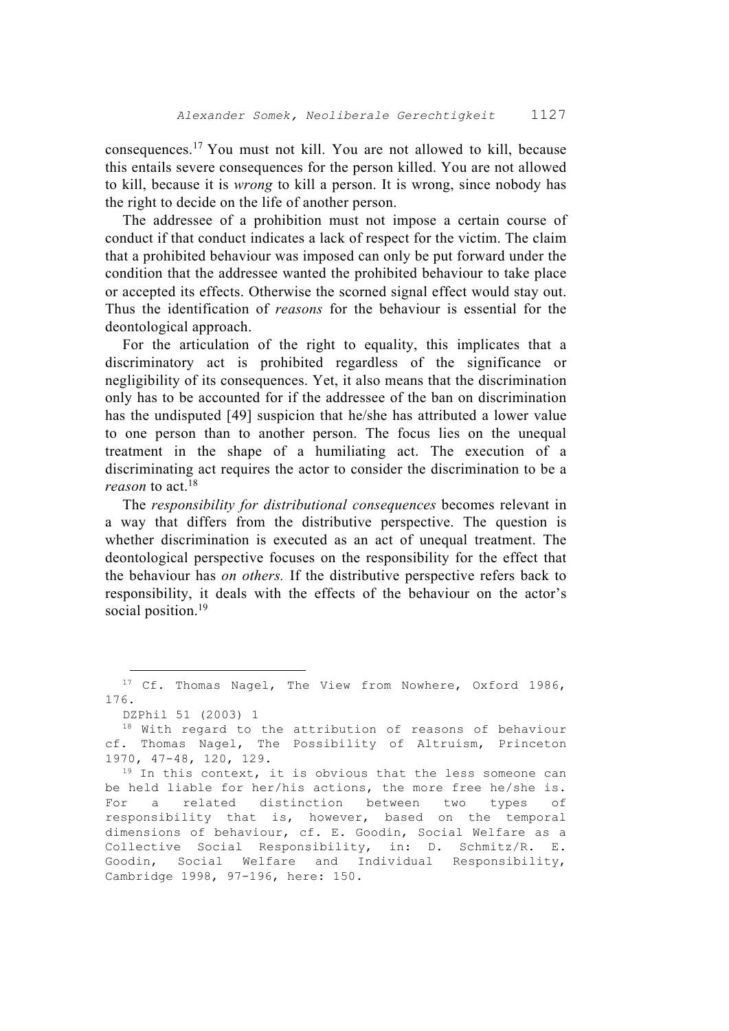consequences.[17] You must not kill. You are not allowed to kill, because this entails severe consequences for the person killed. You are not allowed to kill, because it is *wrong* to kill a person. It is wrong, since nobody has the right to decide on the life of another person.

The addressee of a prohibition must not impose a certain course of conduct if that conduct indicates a lack of respect for the victim. The claim that a prohibited behaviour was imposed can only be put forward under the condition that the addressee wanted the prohibited behaviour to take place or accepted its effects. Otherwise the scorned signal effect would stay out. Thus the identification of *reasons* for the behaviour is essential for the deontological approach.

For the articulation of the right to equality, this implicates that a discriminatory act is prohibited regardless of the significance or negligibility of its consequences. Yet, it also means that the discrimination only has to be accounted for if the addressee of the ban on discrimination has the undisputed [49] suspicion that he/she has attributed a lower value to one person than to another person. The focus lies on the unequal treatment in the shape of a humiliating act. The execution of a discriminating act requires the actor to consider the discrimination to be a *reason* to act.[18]

The *responsibility for distributional consequences* becomes relevant in a way that differs from the distributive perspective. The question is whether discrimination is executed as an act of unequal treatment. The deontological perspective focuses on the responsibility for the effect that the behaviour has *on others.* If the distributive perspective refers back to responsibility, it deals with the effects of the behaviour on the actor's social position.[19]

---

[17] Cf. Thomas Nagel, The View from Nowhere, Oxford 1986, 176.

[18] With regard to the attribution of reasons of behaviour cf. Thomas Nagel, The Possibility of Altruism, Princeton 1970, 47-48, 120, 129.

[19] In this context, it is obvious that the less someone can be held liable for her/his actions, the more free he/she is. For a related distinction between two types of responsibility that is, however, based on the temporal dimensions of behaviour, cf. E. Goodin, Social Welfare as a Collective Social Responsibility, in: D. Schmitz/R. E. Goodin, Social Welfare and Individual Responsibility, Cambridge 1998, 97-196, here: 150.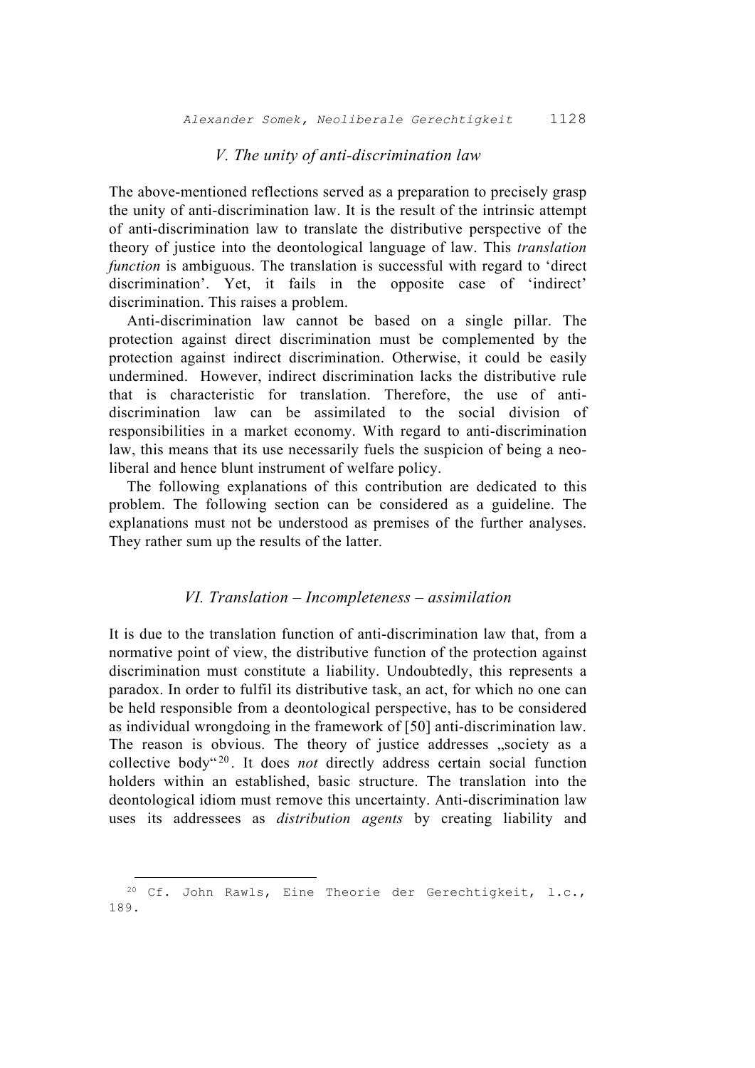## *V. The unity of anti-discrimination law*

The above-mentioned reflections served as a preparation to precisely grasp the unity of anti-discrimination law. It is the result of the intrinsic attempt of anti-discrimination law to translate the distributive perspective of the theory of justice into the deontological language of law. This *translation function* is ambiguous. The translation is successful with regard to 'direct discrimination'. Yet, it fails in the opposite case of 'indirect' discrimination. This raises a problem.

Anti-discrimination law cannot be based on a single pillar. The protection against direct discrimination must be complemented by the protection against indirect discrimination. Otherwise, it could be easily undermined. However, indirect discrimination lacks the distributive rule that is characteristic for translation. Therefore, the use of anti-discrimination law can be assimilated to the social division of responsibilities in a market economy. With regard to anti-discrimination law, this means that its use necessarily fuels the suspicion of being a neo-liberal and hence blunt instrument of welfare policy.

The following explanations of this contribution are dedicated to this problem. The following section can be considered as a guideline. The explanations must not be understood as premises of the further analyses. They rather sum up the results of the latter.

## *VI. Translation – Incompleteness – assimilation*

It is due to the translation function of anti-discrimination law that, from a normative point of view, the distributive function of the protection against discrimination must constitute a liability. Undoubtedly, this represents a paradox. In order to fulfil its distributive task, an act, for which no one can be held responsible from a deontological perspective, has to be considered as individual wrongdoing in the framework of [50] anti-discrimination law. The reason is obvious. The theory of justice addresses „society as a collective body“[20]. It does *not* directly address certain social function holders within an established, basic structure. The translation into the deontological idiom must remove this uncertainty. Anti-discrimination law uses its addressees as *distribution agents* by creating liability and

[20] Cf. John Rawls, Eine Theorie der Gerechtigkeit, l.c., 189.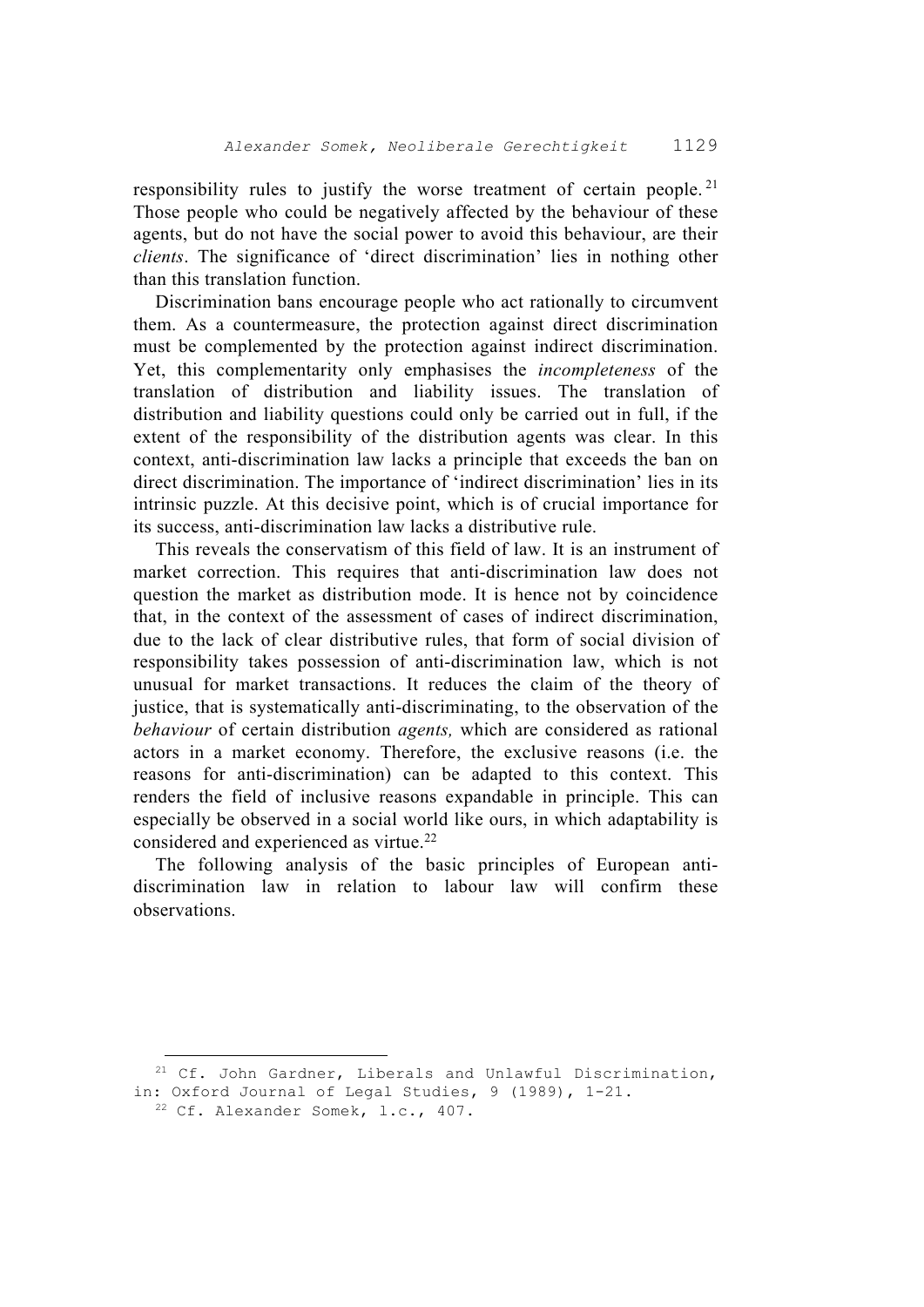responsibility rules to justify the worse treatment of certain people.[21] Those people who could be negatively affected by the behaviour of these agents, but do not have the social power to avoid this behaviour, are their *clients*. The significance of 'direct discrimination' lies in nothing other than this translation function.

Discrimination bans encourage people who act rationally to circumvent them. As a countermeasure, the protection against direct discrimination must be complemented by the protection against indirect discrimination. Yet, this complementarity only emphasises the *incompleteness* of the translation of distribution and liability issues. The translation of distribution and liability questions could only be carried out in full, if the extent of the responsibility of the distribution agents was clear. In this context, anti-discrimination law lacks a principle that exceeds the ban on direct discrimination. The importance of 'indirect discrimination' lies in its intrinsic puzzle. At this decisive point, which is of crucial importance for its success, anti-discrimination law lacks a distributive rule.

This reveals the conservatism of this field of law. It is an instrument of market correction. This requires that anti-discrimination law does not question the market as distribution mode. It is hence not by coincidence that, in the context of the assessment of cases of indirect discrimination, due to the lack of clear distributive rules, that form of social division of responsibility takes possession of anti-discrimination law, which is not unusual for market transactions. It reduces the claim of the theory of justice, that is systematically anti-discriminating, to the observation of the *behaviour* of certain distribution *agents,* which are considered as rational actors in a market economy. Therefore, the exclusive reasons (i.e. the reasons for anti-discrimination) can be adapted to this context. This renders the field of inclusive reasons expandable in principle. This can especially be observed in a social world like ours, in which adaptability is considered and experienced as virtue.[22]

The following analysis of the basic principles of European anti-discrimination law in relation to labour law will confirm these observations.

---

[21] Cf. John Gardner, Liberals and Unlawful Discrimination, in: Oxford Journal of Legal Studies, 9 (1989), 1-21.

[22] Cf. Alexander Somek, l.c., 407.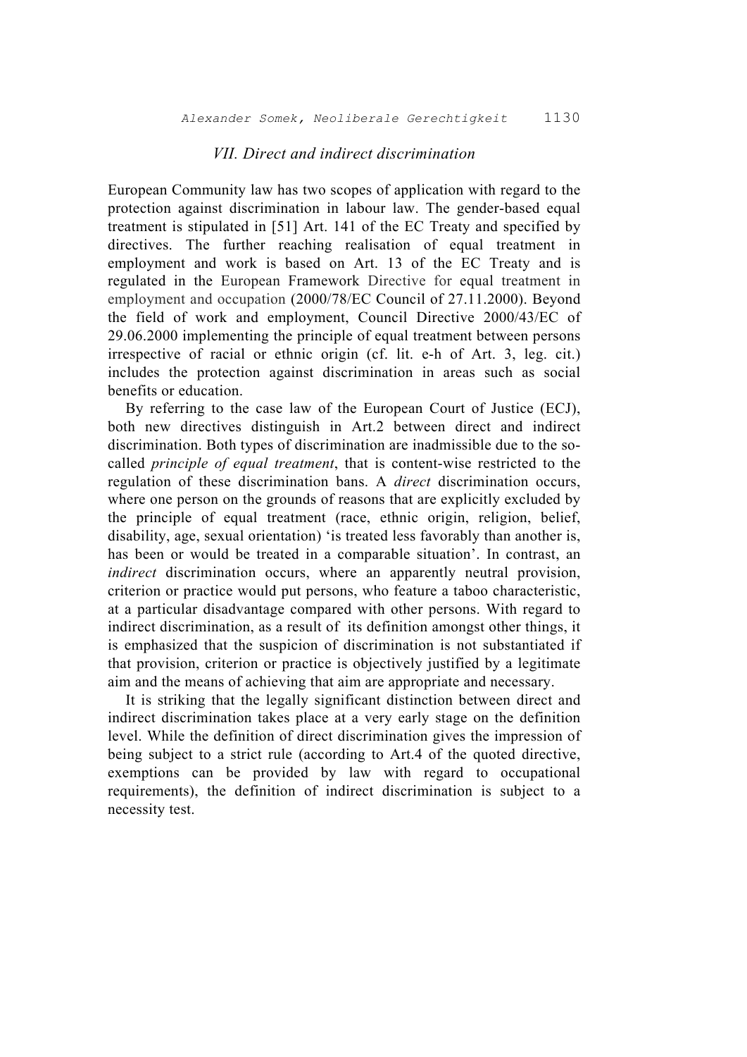## *VII. Direct and indirect discrimination*

European Community law has two scopes of application with regard to the protection against discrimination in labour law. The gender-based equal treatment is stipulated in [51] Art. 141 of the EC Treaty and specified by directives. The further reaching realisation of equal treatment in employment and work is based on Art. 13 of the EC Treaty and is regulated in the European Framework Directive for equal treatment in employment and occupation (2000/78/EC Council of 27.11.2000). Beyond the field of work and employment, Council Directive 2000/43/EC of 29.06.2000 implementing the principle of equal treatment between persons irrespective of racial or ethnic origin (cf. lit. e-h of Art. 3, leg. cit.) includes the protection against discrimination in areas such as social benefits or education.

By referring to the case law of the European Court of Justice (ECJ), both new directives distinguish in Art.2 between direct and indirect discrimination. Both types of discrimination are inadmissible due to the so-called *principle of equal treatment*, that is content-wise restricted to the regulation of these discrimination bans. A *direct* discrimination occurs, where one person on the grounds of reasons that are explicitly excluded by the principle of equal treatment (race, ethnic origin, religion, belief, disability, age, sexual orientation) 'is treated less favorably than another is, has been or would be treated in a comparable situation'. In contrast, an *indirect* discrimination occurs, where an apparently neutral provision, criterion or practice would put persons, who feature a taboo characteristic, at a particular disadvantage compared with other persons. With regard to indirect discrimination, as a result of its definition amongst other things, it is emphasized that the suspicion of discrimination is not substantiated if that provision, criterion or practice is objectively justified by a legitimate aim and the means of achieving that aim are appropriate and necessary.

It is striking that the legally significant distinction between direct and indirect discrimination takes place at a very early stage on the definition level. While the definition of direct discrimination gives the impression of being subject to a strict rule (according to Art.4 of the quoted directive, exemptions can be provided by law with regard to occupational requirements), the definition of indirect discrimination is subject to a necessity test.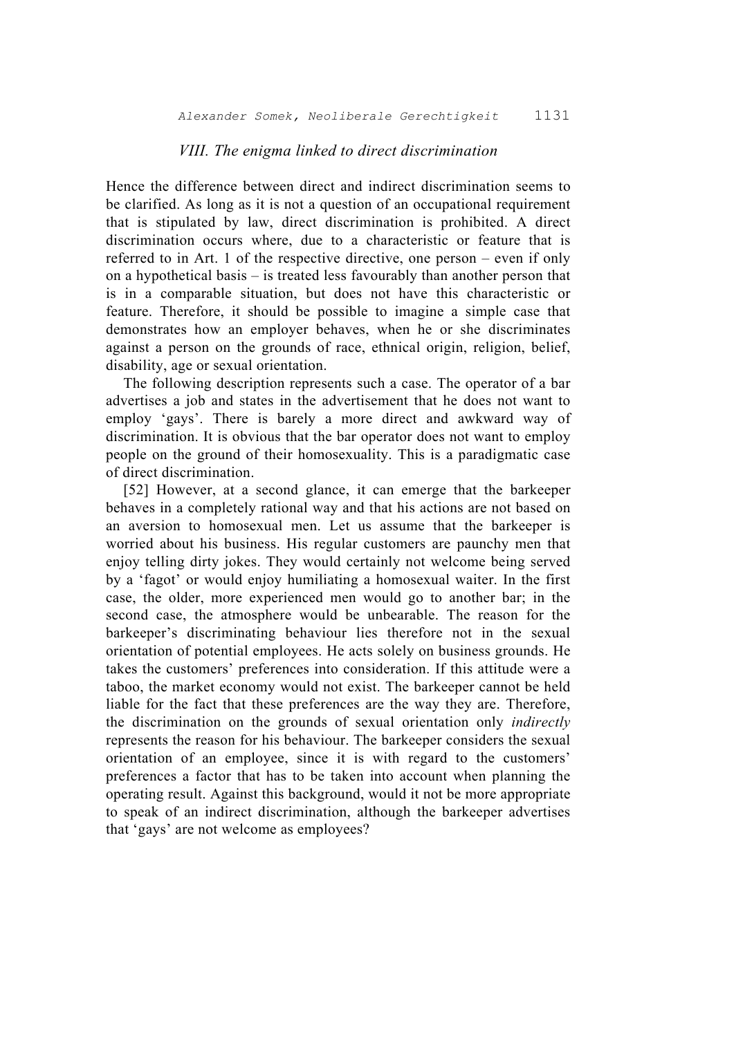## VIII. The enigma linked to direct discrimination

Hence the difference between direct and indirect discrimination seems to be clarified. As long as it is not a question of an occupational requirement that is stipulated by law, direct discrimination is prohibited. A direct discrimination occurs where, due to a characteristic or feature that is referred to in Art. 1 of the respective directive, one person – even if only on a hypothetical basis – is treated less favourably than another person that is in a comparable situation, but does not have this characteristic or feature. Therefore, it should be possible to imagine a simple case that demonstrates how an employer behaves, when he or she discriminates against a person on the grounds of race, ethnical origin, religion, belief, disability, age or sexual orientation.

The following description represents such a case. The operator of a bar advertises a job and states in the advertisement that he does not want to employ 'gays'. There is barely a more direct and awkward way of discrimination. It is obvious that the bar operator does not want to employ people on the ground of their homosexuality. This is a paradigmatic case of direct discrimination.

[52] However, at a second glance, it can emerge that the barkeeper behaves in a completely rational way and that his actions are not based on an aversion to homosexual men. Let us assume that the barkeeper is worried about his business. His regular customers are paunchy men that enjoy telling dirty jokes. They would certainly not welcome being served by a 'fagot' or would enjoy humiliating a homosexual waiter. In the first case, the older, more experienced men would go to another bar; in the second case, the atmosphere would be unbearable. The reason for the barkeeper's discriminating behaviour lies therefore not in the sexual orientation of potential employees. He acts solely on business grounds. He takes the customers' preferences into consideration. If this attitude were a taboo, the market economy would not exist. The barkeeper cannot be held liable for the fact that these preferences are the way they are. Therefore, the discrimination on the grounds of sexual orientation only *indirectly* represents the reason for his behaviour. The barkeeper considers the sexual orientation of an employee, since it is with regard to the customers' preferences a factor that has to be taken into account when planning the operating result. Against this background, would it not be more appropriate to speak of an indirect discrimination, although the barkeeper advertises that 'gays' are not welcome as employees?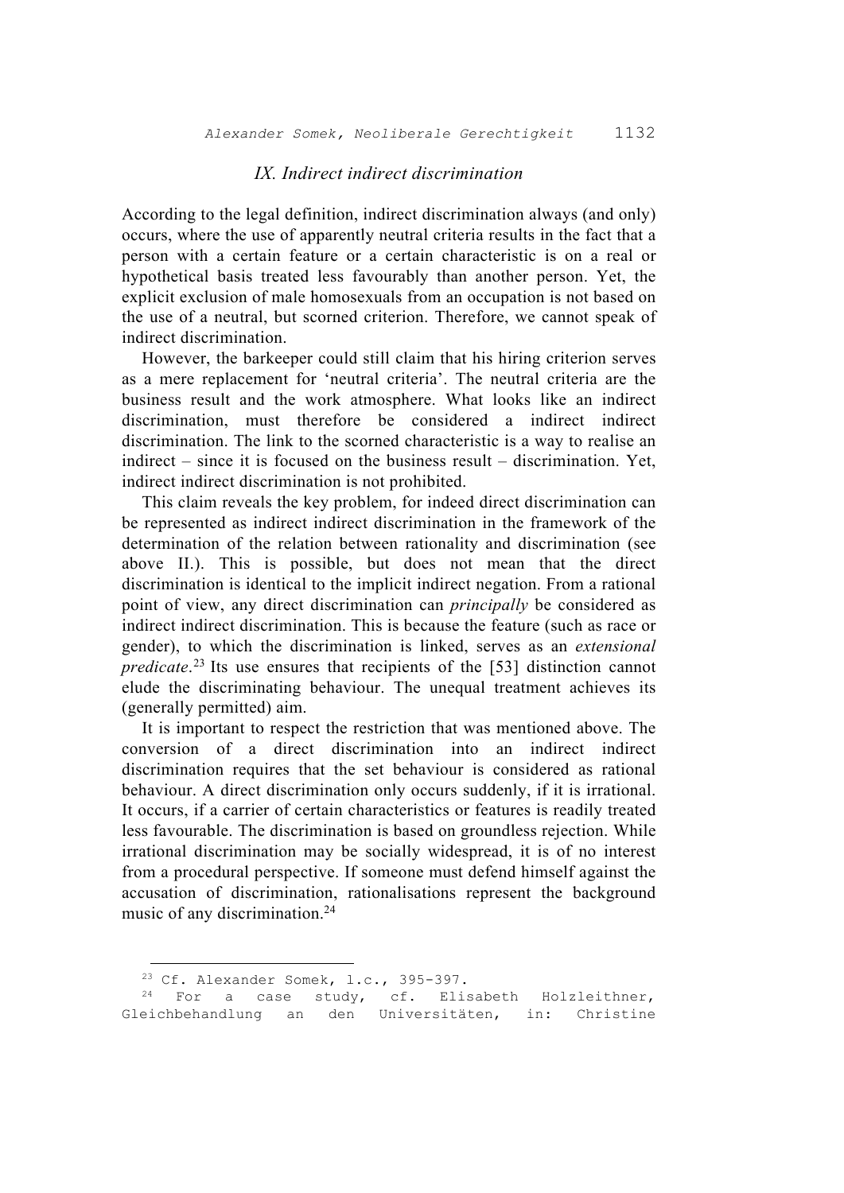## IX. Indirect indirect discrimination

According to the legal definition, indirect discrimination always (and only) occurs, where the use of apparently neutral criteria results in the fact that a person with a certain feature or a certain characteristic is on a real or hypothetical basis treated less favourably than another person. Yet, the explicit exclusion of male homosexuals from an occupation is not based on the use of a neutral, but scorned criterion. Therefore, we cannot speak of indirect discrimination.

However, the barkeeper could still claim that his hiring criterion serves as a mere replacement for 'neutral criteria'. The neutral criteria are the business result and the work atmosphere. What looks like an indirect discrimination, must therefore be considered a indirect indirect discrimination. The link to the scorned characteristic is a way to realise an indirect – since it is focused on the business result – discrimination. Yet, indirect indirect discrimination is not prohibited.

This claim reveals the key problem, for indeed direct discrimination can be represented as indirect indirect discrimination in the framework of the determination of the relation between rationality and discrimination (see above II.). This is possible, but does not mean that the direct discrimination is identical to the implicit indirect negation. From a rational point of view, any direct discrimination can *principally* be considered as indirect indirect discrimination. This is because the feature (such as race or gender), to which the discrimination is linked, serves as an *extensional predicate*.[23] Its use ensures that recipients of the [53] distinction cannot elude the discriminating behaviour. The unequal treatment achieves its (generally permitted) aim.

It is important to respect the restriction that was mentioned above. The conversion of a direct discrimination into an indirect indirect discrimination requires that the set behaviour is considered as rational behaviour. A direct discrimination only occurs suddenly, if it is irrational. It occurs, if a carrier of certain characteristics or features is readily treated less favourable. The discrimination is based on groundless rejection. While irrational discrimination may be socially widespread, it is of no interest from a procedural perspective. If someone must defend himself against the accusation of discrimination, rationalisations represent the background music of any discrimination.[24]

---

[23] Cf. Alexander Somek, l.c., 395-397.

[24] For a case study, cf. Elisabeth Holzleithner, Gleichbehandlung an den Universitäten, in: Christine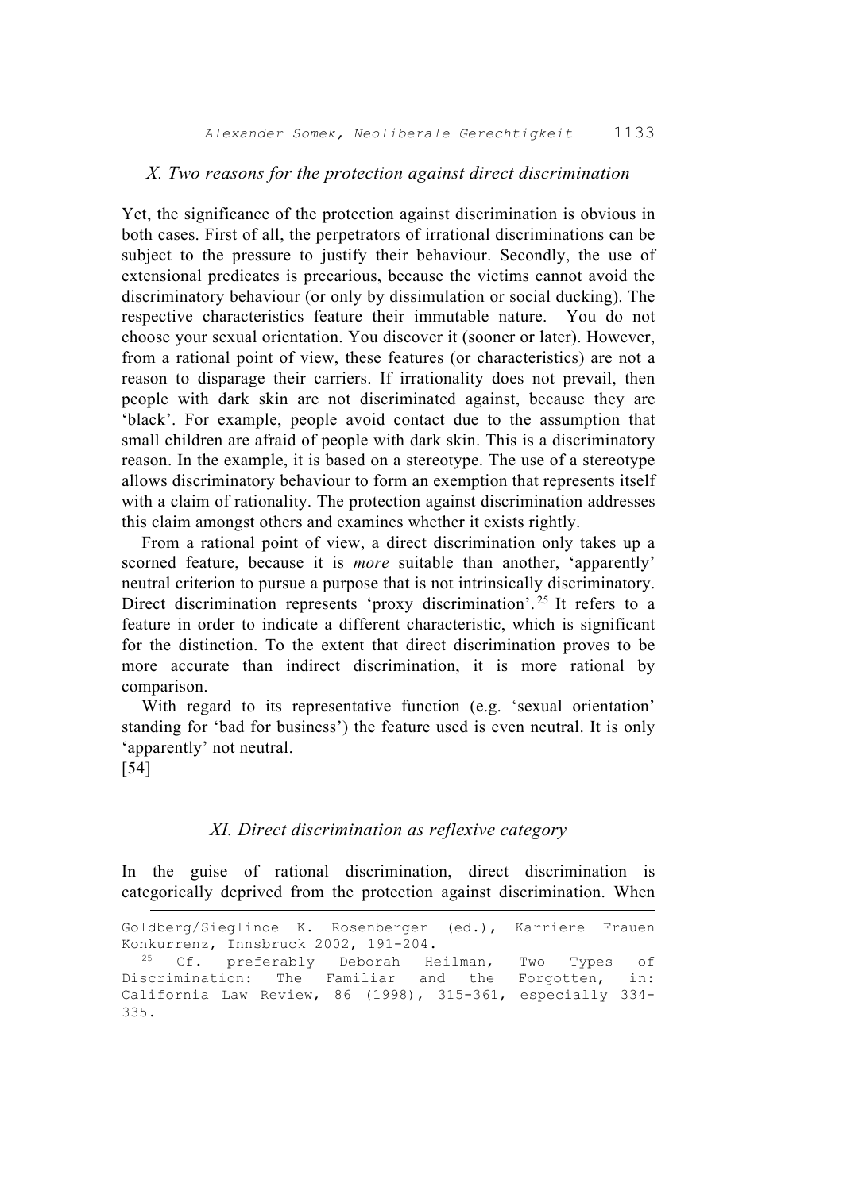## X. Two reasons for the protection against direct discrimination

Yet, the significance of the protection against discrimination is obvious in both cases. First of all, the perpetrators of irrational discriminations can be subject to the pressure to justify their behaviour. Secondly, the use of extensional predicates is precarious, because the victims cannot avoid the discriminatory behaviour (or only by dissimulation or social ducking). The respective characteristics feature their immutable nature. You do not choose your sexual orientation. You discover it (sooner or later). However, from a rational point of view, these features (or characteristics) are not a reason to disparage their carriers. If irrationality does not prevail, then people with dark skin are not discriminated against, because they are 'black'. For example, people avoid contact due to the assumption that small children are afraid of people with dark skin. This is a discriminatory reason. In the example, it is based on a stereotype. The use of a stereotype allows discriminatory behaviour to form an exemption that represents itself with a claim of rationality. The protection against discrimination addresses this claim amongst others and examines whether it exists rightly.

From a rational point of view, a direct discrimination only takes up a scorned feature, because it is *more* suitable than another, 'apparently' neutral criterion to pursue a purpose that is not intrinsically discriminatory. Direct discrimination represents 'proxy discrimination'.[25] It refers to a feature in order to indicate a different characteristic, which is significant for the distinction. To the extent that direct discrimination proves to be more accurate than indirect discrimination, it is more rational by comparison.

With regard to its representative function (e.g. 'sexual orientation' standing for 'bad for business') the feature used is even neutral. It is only 'apparently' not neutral.

[54]

## XI. Direct discrimination as reflexive category

In the guise of rational discrimination, direct discrimination is categorically deprived from the protection against discrimination. When

---

Goldberg/Sieglinde K. Rosenberger (ed.), Karriere Frauen Konkurrenz, Innsbruck 2002, 191-204.

[25] Cf. preferably Deborah Heilman, Two Types of Discrimination: The Familiar and the Forgotten, in: California Law Review, 86 (1998), 315-361, especially 334-335.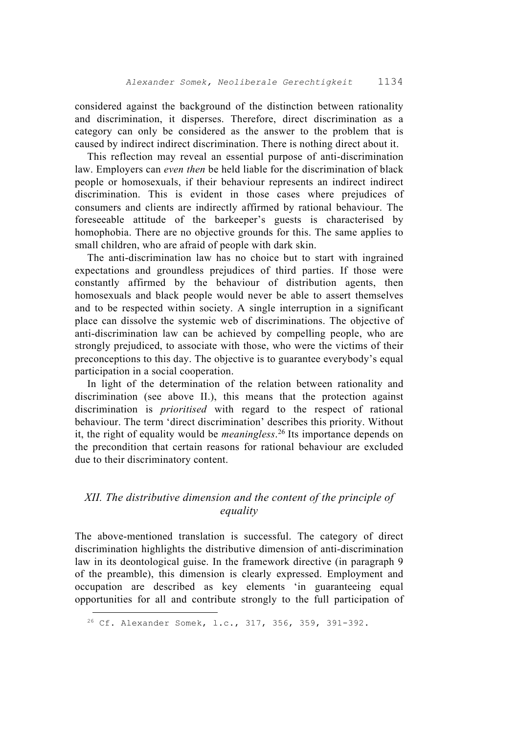considered against the background of the distinction between rationality and discrimination, it disperses. Therefore, direct discrimination as a category can only be considered as the answer to the problem that is caused by indirect indirect discrimination. There is nothing direct about it.

This reflection may reveal an essential purpose of anti-discrimination law. Employers can *even then* be held liable for the discrimination of black people or homosexuals, if their behaviour represents an indirect indirect discrimination. This is evident in those cases where prejudices of consumers and clients are indirectly affirmed by rational behaviour. The foreseeable attitude of the barkeeper's guests is characterised by homophobia. There are no objective grounds for this. The same applies to small children, who are afraid of people with dark skin.

The anti-discrimination law has no choice but to start with ingrained expectations and groundless prejudices of third parties. If those were constantly affirmed by the behaviour of distribution agents, then homosexuals and black people would never be able to assert themselves and to be respected within society. A single interruption in a significant place can dissolve the systemic web of discriminations. The objective of anti-discrimination law can be achieved by compelling people, who are strongly prejudiced, to associate with those, who were the victims of their preconceptions to this day. The objective is to guarantee everybody's equal participation in a social cooperation.

In light of the determination of the relation between rationality and discrimination (see above II.), this means that the protection against discrimination is *prioritised* with regard to the respect of rational behaviour. The term 'direct discrimination' describes this priority. Without it, the right of equality would be *meaningless*.[26] Its importance depends on the precondition that certain reasons for rational behaviour are excluded due to their discriminatory content.

## *XII. The distributive dimension and the content of the principle of equality*

The above-mentioned translation is successful. The category of direct discrimination highlights the distributive dimension of anti-discrimination law in its deontological guise. In the framework directive (in paragraph 9 of the preamble), this dimension is clearly expressed. Employment and occupation are described as key elements 'in guaranteeing equal opportunities for all and contribute strongly to the full participation of

[26] Cf. Alexander Somek, l.c., 317, 356, 359, 391-392.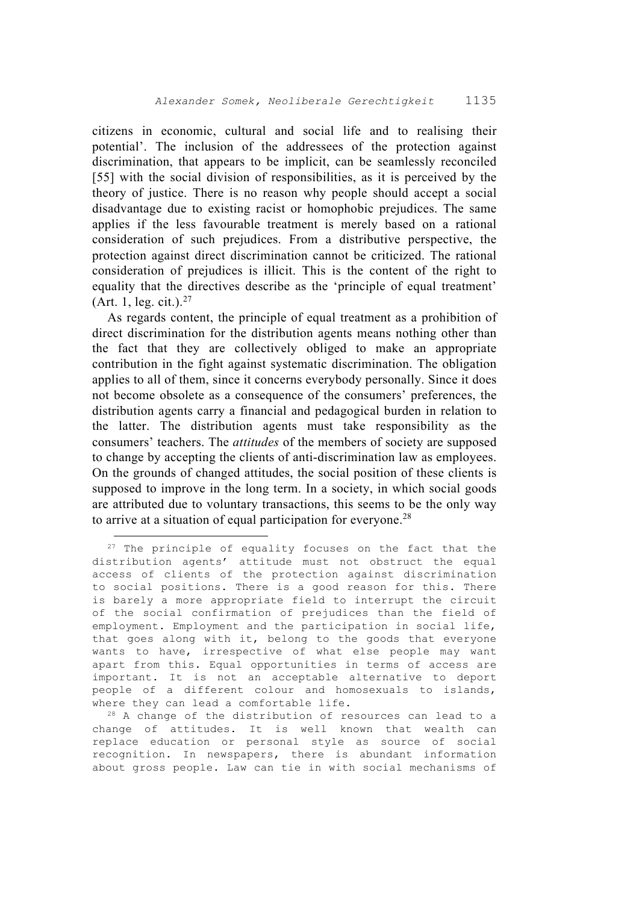citizens in economic, cultural and social life and to realising their potential'. The inclusion of the addressees of the protection against discrimination, that appears to be implicit, can be seamlessly reconciled [55] with the social division of responsibilities, as it is perceived by the theory of justice. There is no reason why people should accept a social disadvantage due to existing racist or homophobic prejudices. The same applies if the less favourable treatment is merely based on a rational consideration of such prejudices. From a distributive perspective, the protection against direct discrimination cannot be criticized. The rational consideration of prejudices is illicit. This is the content of the right to equality that the directives describe as the 'principle of equal treatment' (Art. 1, leg. cit.).[27]

As regards content, the principle of equal treatment as a prohibition of direct discrimination for the distribution agents means nothing other than the fact that they are collectively obliged to make an appropriate contribution in the fight against systematic discrimination. The obligation applies to all of them, since it concerns everybody personally. Since it does not become obsolete as a consequence of the consumers' preferences, the distribution agents carry a financial and pedagogical burden in relation to the latter. The distribution agents must take responsibility as the consumers' teachers. The *attitudes* of the members of society are supposed to change by accepting the clients of anti-discrimination law as employees. On the grounds of changed attitudes, the social position of these clients is supposed to improve in the long term. In a society, in which social goods are attributed due to voluntary transactions, this seems to be the only way to arrive at a situation of equal participation for everyone.[28]

---

[27] The principle of equality focuses on the fact that the distribution agents' attitude must not obstruct the equal access of clients of the protection against discrimination to social positions. There is a good reason for this. There is barely a more appropriate field to interrupt the circuit of the social confirmation of prejudices than the field of employment. Employment and the participation in social life, that goes along with it, belong to the goods that everyone wants to have, irrespective of what else people may want apart from this. Equal opportunities in terms of access are important. It is not an acceptable alternative to deport people of a different colour and homosexuals to islands, where they can lead a comfortable life.

[28] A change of the distribution of resources can lead to a change of attitudes. It is well known that wealth can replace education or personal style as source of social recognition. In newspapers, there is abundant information about gross people. Law can tie in with social mechanisms of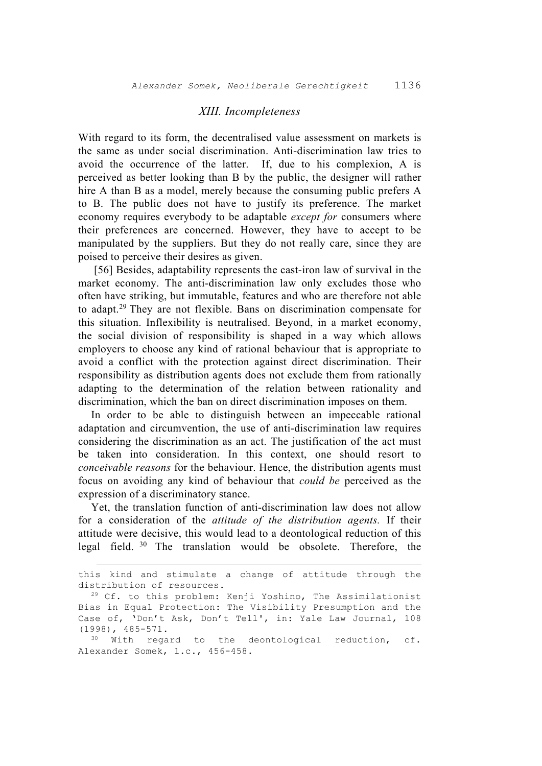## XIII. Incompleteness

With regard to its form, the decentralised value assessment on markets is the same as under social discrimination. Anti-discrimination law tries to avoid the occurrence of the latter. If, due to his complexion, A is perceived as better looking than B by the public, the designer will rather hire A than B as a model, merely because the consuming public prefers A to B. The public does not have to justify its preference. The market economy requires everybody to be adaptable *except for* consumers where their preferences are concerned. However, they have to accept to be manipulated by the suppliers. But they do not really care, since they are poised to perceive their desires as given.

[56] Besides, adaptability represents the cast-iron law of survival in the market economy. The anti-discrimination law only excludes those who often have striking, but immutable, features and who are therefore not able to adapt.[29] They are not flexible. Bans on discrimination compensate for this situation. Inflexibility is neutralised. Beyond, in a market economy, the social division of responsibility is shaped in a way which allows employers to choose any kind of rational behaviour that is appropriate to avoid a conflict with the protection against direct discrimination. Their responsibility as distribution agents does not exclude them from rationally adapting to the determination of the relation between rationality and discrimination, which the ban on direct discrimination imposes on them.

In order to be able to distinguish between an impeccable rational adaptation and circumvention, the use of anti-discrimination law requires considering the discrimination as an act. The justification of the act must be taken into consideration. In this context, one should resort to *conceivable reasons* for the behaviour. Hence, the distribution agents must focus on avoiding any kind of behaviour that *could be* perceived as the expression of a discriminatory stance.

Yet, the translation function of anti-discrimination law does not allow for a consideration of the *attitude of the distribution agents.* If their attitude were decisive, this would lead to a deontological reduction of this legal field.[30] The translation would be obsolete. Therefore, the

---

this kind and stimulate a change of attitude through the distribution of resources.

[29] Cf. to this problem: Kenji Yoshino, The Assimilationist Bias in Equal Protection: The Visibility Presumption and the Case of, 'Don't Ask, Don't Tell', in: Yale Law Journal, 108 (1998), 485-571.

[30] With regard to the deontological reduction, cf. Alexander Somek, l.c., 456-458.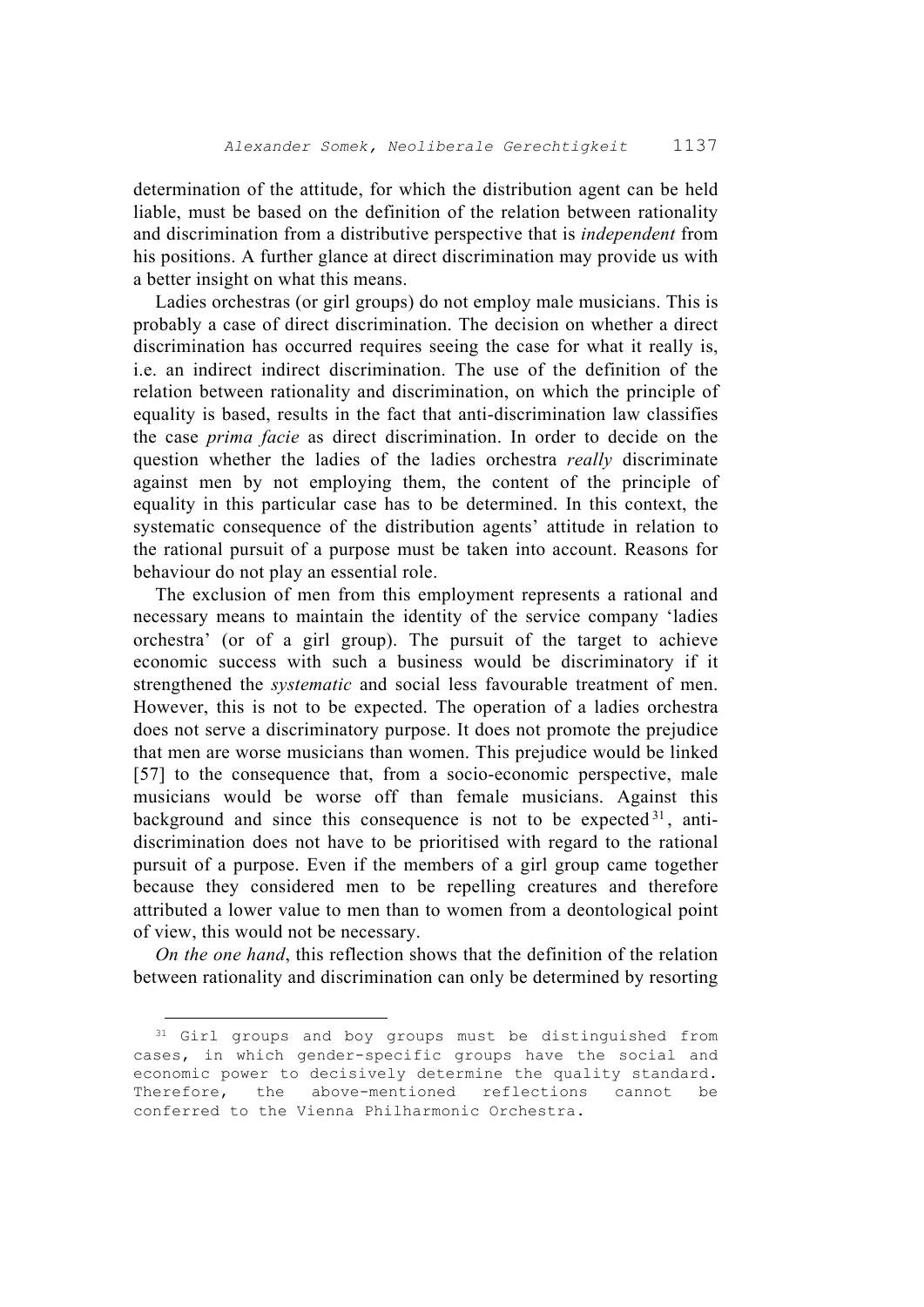determination of the attitude, for which the distribution agent can be held liable, must be based on the definition of the relation between rationality and discrimination from a distributive perspective that is *independent* from his positions. A further glance at direct discrimination may provide us with a better insight on what this means.

Ladies orchestras (or girl groups) do not employ male musicians. This is probably a case of direct discrimination. The decision on whether a direct discrimination has occurred requires seeing the case for what it really is, i.e. an indirect indirect discrimination. The use of the definition of the relation between rationality and discrimination, on which the principle of equality is based, results in the fact that anti-discrimination law classifies the case *prima facie* as direct discrimination. In order to decide on the question whether the ladies of the ladies orchestra *really* discriminate against men by not employing them, the content of the principle of equality in this particular case has to be determined. In this context, the systematic consequence of the distribution agents' attitude in relation to the rational pursuit of a purpose must be taken into account. Reasons for behaviour do not play an essential role.

The exclusion of men from this employment represents a rational and necessary means to maintain the identity of the service company 'ladies orchestra' (or of a girl group). The pursuit of the target to achieve economic success with such a business would be discriminatory if it strengthened the *systematic* and social less favourable treatment of men. However, this is not to be expected. The operation of a ladies orchestra does not serve a discriminatory purpose. It does not promote the prejudice that men are worse musicians than women. This prejudice would be linked [57] to the consequence that, from a socio-economic perspective, male musicians would be worse off than female musicians. Against this background and since this consequence is not to be expected[31], anti-discrimination does not have to be prioritised with regard to the rational pursuit of a purpose. Even if the members of a girl group came together because they considered men to be repelling creatures and therefore attributed a lower value to men than to women from a deontological point of view, this would not be necessary.

*On the one hand*, this reflection shows that the definition of the relation between rationality and discrimination can only be determined by resorting

---

[31] Girl groups and boy groups must be distinguished from cases, in which gender-specific groups have the social and economic power to decisively determine the quality standard. Therefore, the above-mentioned reflections cannot be conferred to the Vienna Philharmonic Orchestra.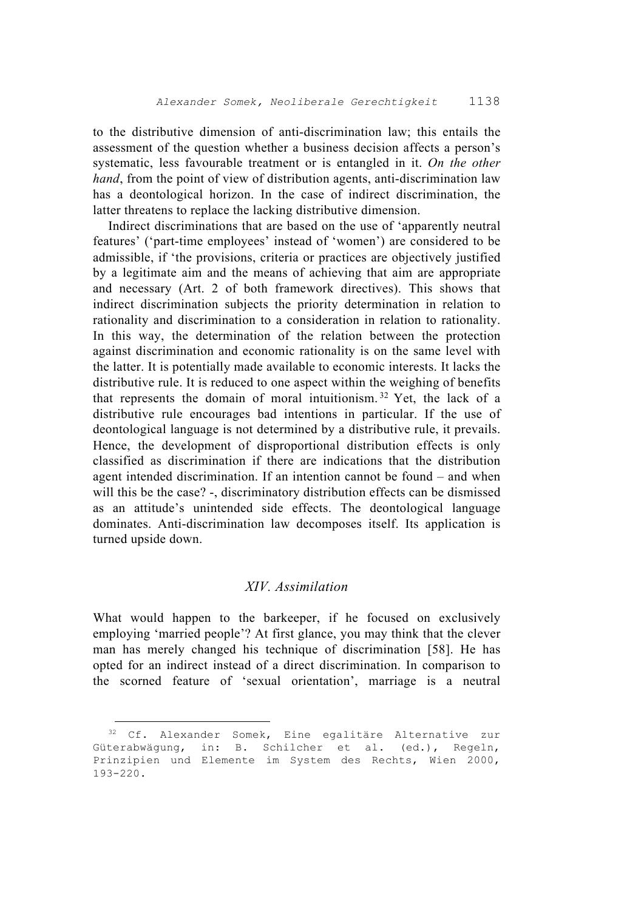to the distributive dimension of anti-discrimination law; this entails the assessment of the question whether a business decision affects a person's systematic, less favourable treatment or is entangled in it. *On the other hand*, from the point of view of distribution agents, anti-discrimination law has a deontological horizon. In the case of indirect discrimination, the latter threatens to replace the lacking distributive dimension.

Indirect discriminations that are based on the use of 'apparently neutral features' ('part-time employees' instead of 'women') are considered to be admissible, if 'the provisions, criteria or practices are objectively justified by a legitimate aim and the means of achieving that aim are appropriate and necessary (Art. 2 of both framework directives). This shows that indirect discrimination subjects the priority determination in relation to rationality and discrimination to a consideration in relation to rationality. In this way, the determination of the relation between the protection against discrimination and economic rationality is on the same level with the latter. It is potentially made available to economic interests. It lacks the distributive rule. It is reduced to one aspect within the weighing of benefits that represents the domain of moral intuitionism.[32] Yet, the lack of a distributive rule encourages bad intentions in particular. If the use of deontological language is not determined by a distributive rule, it prevails. Hence, the development of disproportional distribution effects is only classified as discrimination if there are indications that the distribution agent intended discrimination. If an intention cannot be found – and when will this be the case? -, discriminatory distribution effects can be dismissed as an attitude's unintended side effects. The deontological language dominates. Anti-discrimination law decomposes itself. Its application is turned upside down.

## *XIV. Assimilation*

What would happen to the barkeeper, if he focused on exclusively employing 'married people'? At first glance, you may think that the clever man has merely changed his technique of discrimination [58]. He has opted for an indirect instead of a direct discrimination. In comparison to the scorned feature of 'sexual orientation', marriage is a neutral

---

[32] Cf. Alexander Somek, Eine egalitäre Alternative zur Güterabwägung, in: B. Schilcher et al. (ed.), Regeln, Prinzipien und Elemente im System des Rechts, Wien 2000, 193-220.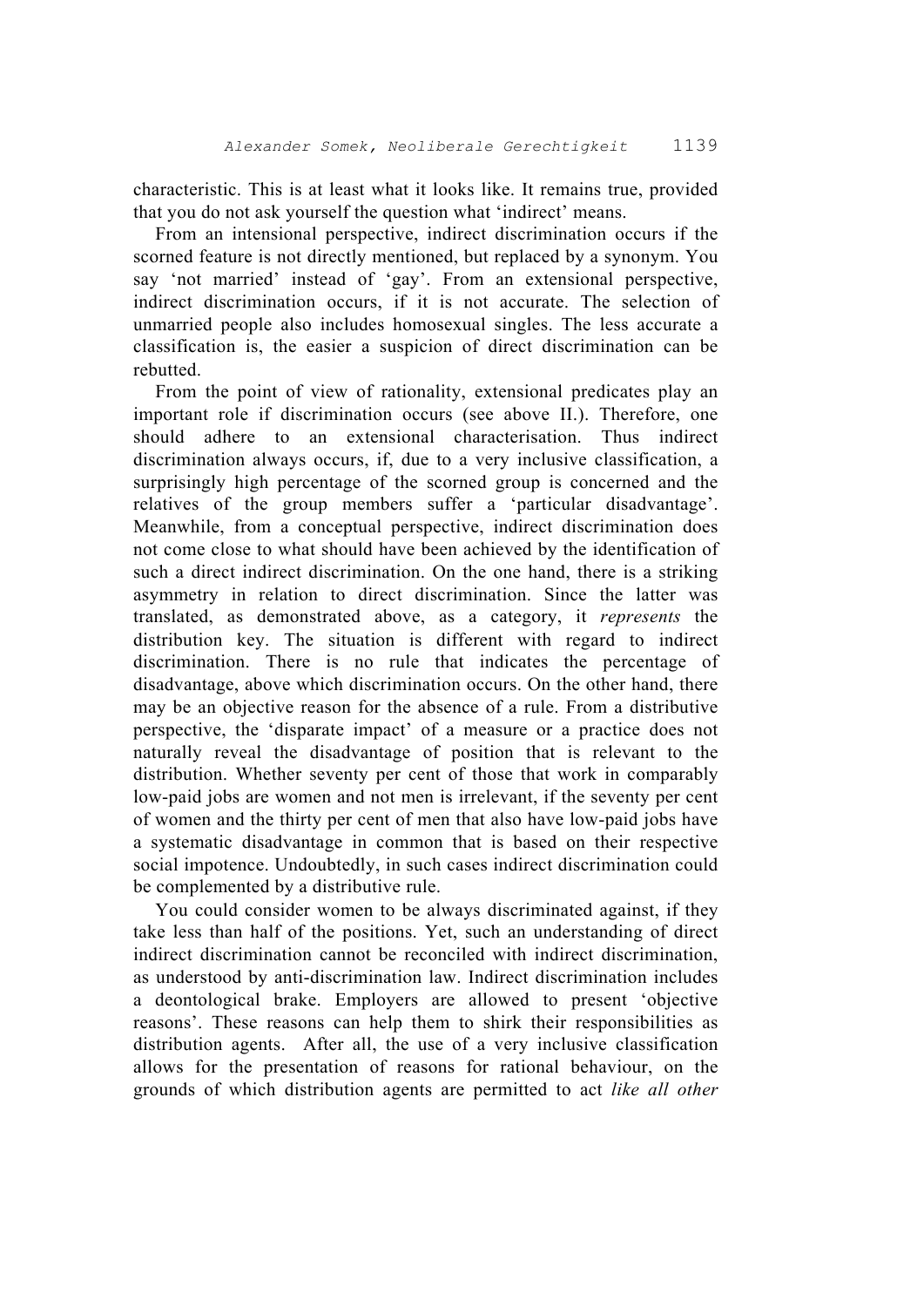characteristic. This is at least what it looks like. It remains true, provided that you do not ask yourself the question what 'indirect' means.

From an intensional perspective, indirect discrimination occurs if the scorned feature is not directly mentioned, but replaced by a synonym. You say 'not married' instead of 'gay'. From an extensional perspective, indirect discrimination occurs, if it is not accurate. The selection of unmarried people also includes homosexual singles. The less accurate a classification is, the easier a suspicion of direct discrimination can be rebutted.

From the point of view of rationality, extensional predicates play an important role if discrimination occurs (see above II.). Therefore, one should adhere to an extensional characterisation. Thus indirect discrimination always occurs, if, due to a very inclusive classification, a surprisingly high percentage of the scorned group is concerned and the relatives of the group members suffer a 'particular disadvantage'. Meanwhile, from a conceptual perspective, indirect discrimination does not come close to what should have been achieved by the identification of such a direct indirect discrimination. On the one hand, there is a striking asymmetry in relation to direct discrimination. Since the latter was translated, as demonstrated above, as a category, it *represents* the distribution key. The situation is different with regard to indirect discrimination. There is no rule that indicates the percentage of disadvantage, above which discrimination occurs. On the other hand, there may be an objective reason for the absence of a rule. From a distributive perspective, the 'disparate impact' of a measure or a practice does not naturally reveal the disadvantage of position that is relevant to the distribution. Whether seventy per cent of those that work in comparably low-paid jobs are women and not men is irrelevant, if the seventy per cent of women and the thirty per cent of men that also have low-paid jobs have a systematic disadvantage in common that is based on their respective social impotence. Undoubtedly, in such cases indirect discrimination could be complemented by a distributive rule.

You could consider women to be always discriminated against, if they take less than half of the positions. Yet, such an understanding of direct indirect discrimination cannot be reconciled with indirect discrimination, as understood by anti-discrimination law. Indirect discrimination includes a deontological brake. Employers are allowed to present 'objective reasons'. These reasons can help them to shirk their responsibilities as distribution agents. After all, the use of a very inclusive classification allows for the presentation of reasons for rational behaviour, on the grounds of which distribution agents are permitted to act *like all other*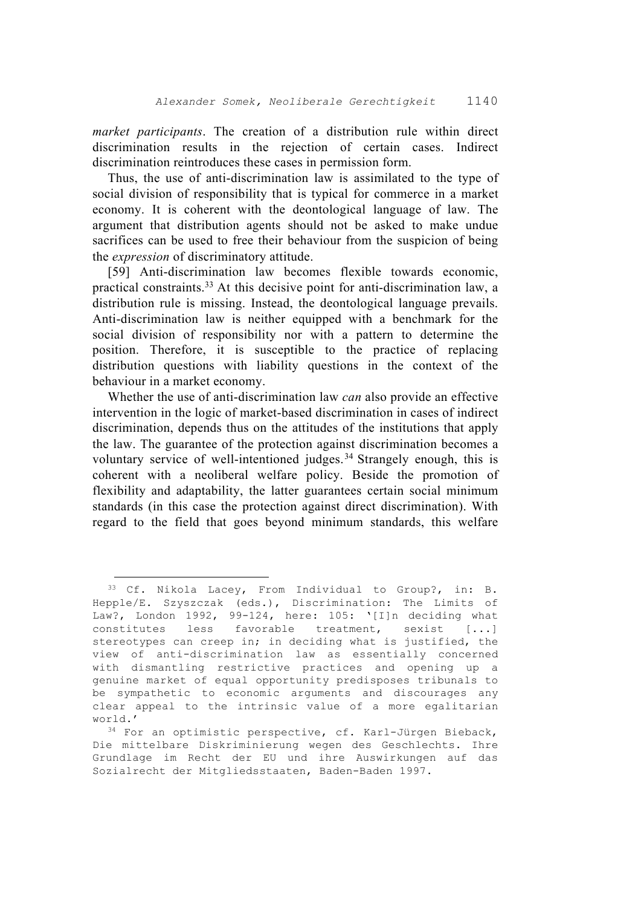*market participants*. The creation of a distribution rule within direct discrimination results in the rejection of certain cases. Indirect discrimination reintroduces these cases in permission form.

Thus, the use of anti-discrimination law is assimilated to the type of social division of responsibility that is typical for commerce in a market economy. It is coherent with the deontological language of law. The argument that distribution agents should not be asked to make undue sacrifices can be used to free their behaviour from the suspicion of being the *expression* of discriminatory attitude.

[59] Anti-discrimination law becomes flexible towards economic, practical constraints.[33] At this decisive point for anti-discrimination law, a distribution rule is missing. Instead, the deontological language prevails. Anti-discrimination law is neither equipped with a benchmark for the social division of responsibility nor with a pattern to determine the position. Therefore, it is susceptible to the practice of replacing distribution questions with liability questions in the context of the behaviour in a market economy.

Whether the use of anti-discrimination law *can* also provide an effective intervention in the logic of market-based discrimination in cases of indirect discrimination, depends thus on the attitudes of the institutions that apply the law. The guarantee of the protection against discrimination becomes a voluntary service of well-intentioned judges.[34] Strangely enough, this is coherent with a neoliberal welfare policy. Beside the promotion of flexibility and adaptability, the latter guarantees certain social minimum standards (in this case the protection against direct discrimination). With regard to the field that goes beyond minimum standards, this welfare

---

[33] Cf. Nikola Lacey, From Individual to Group?, in: B. Hepple/E. Szyszczak (eds.), Discrimination: The Limits of Law?, London 1992, 99-124, here: 105: '[I]n deciding what constitutes less favorable treatment, sexist [...] stereotypes can creep in; in deciding what is justified, the view of anti-discrimination law as essentially concerned with dismantling restrictive practices and opening up a genuine market of equal opportunity predisposes tribunals to be sympathetic to economic arguments and discourages any clear appeal to the intrinsic value of a more egalitarian world.'

[34] For an optimistic perspective, cf. Karl-Jürgen Bieback, Die mittelbare Diskriminierung wegen des Geschlechts. Ihre Grundlage im Recht der EU und ihre Auswirkungen auf das Sozialrecht der Mitgliedsstaaten, Baden-Baden 1997.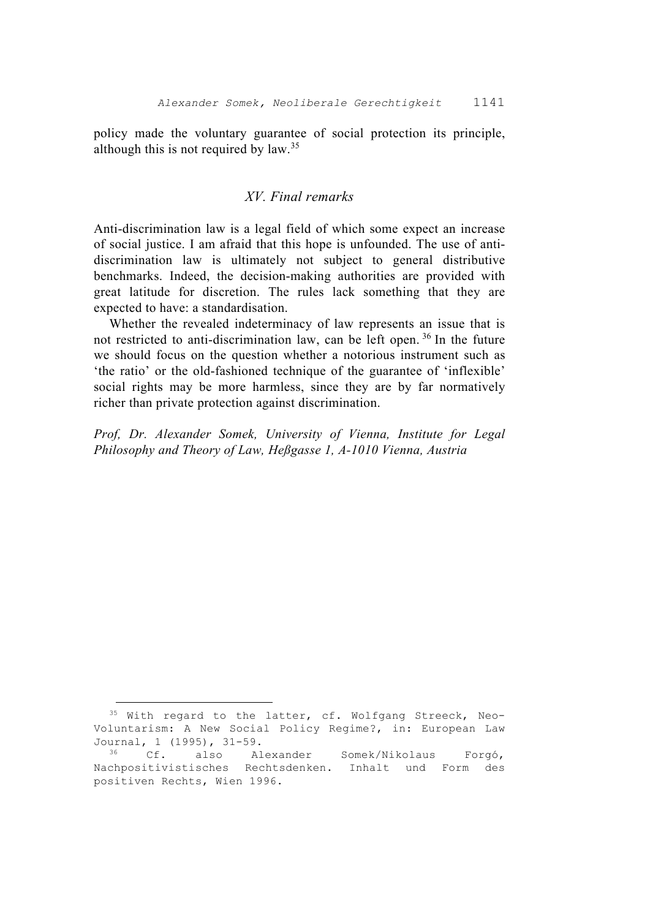policy made the voluntary guarantee of social protection its principle, although this is not required by law.[35]

## XV. Final remarks

Anti-discrimination law is a legal field of which some expect an increase of social justice. I am afraid that this hope is unfounded. The use of anti-discrimination law is ultimately not subject to general distributive benchmarks. Indeed, the decision-making authorities are provided with great latitude for discretion. The rules lack something that they are expected to have: a standardisation.

Whether the revealed indeterminacy of law represents an issue that is not restricted to anti-discrimination law, can be left open.[36] In the future we should focus on the question whether a notorious instrument such as 'the ratio' or the old-fashioned technique of the guarantee of 'inflexible' social rights may be more harmless, since they are by far normatively richer than private protection against discrimination.

*Prof, Dr. Alexander Somek, University of Vienna, Institute for Legal Philosophy and Theory of Law, Heßgasse 1, A-1010 Vienna, Austria*

---

[35] With regard to the latter, cf. Wolfgang Streeck, Neo-Voluntarism: A New Social Policy Regime?, in: European Law Journal, 1 (1995), 31-59.

[36] Cf. also Alexander Somek/Nikolaus Forgó, Nachpositivistisches Rechtsdenken. Inhalt und Form des positiven Rechts, Wien 1996.